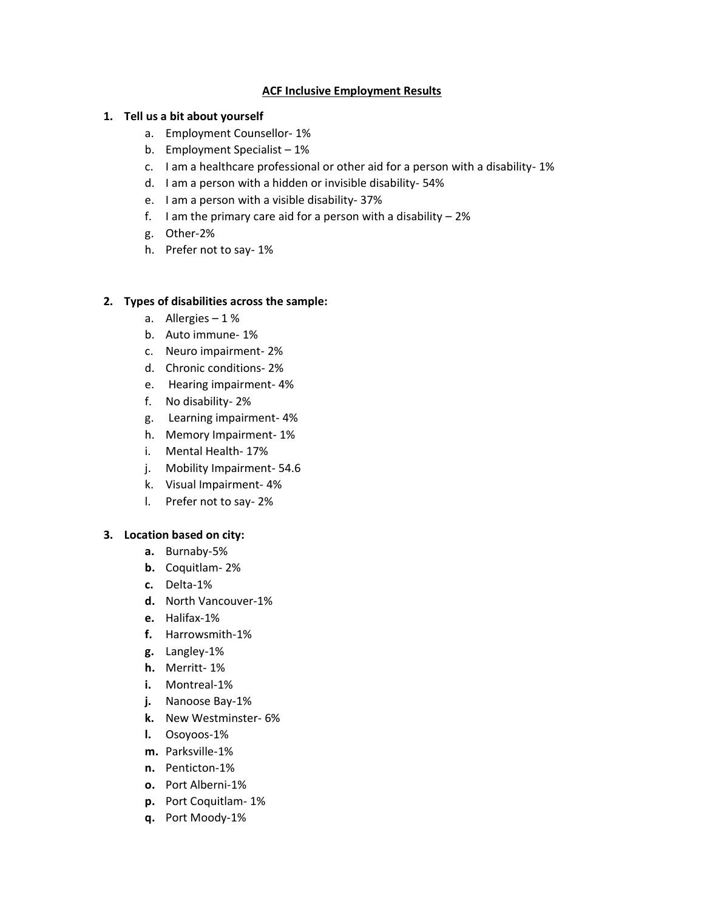# ACF Inclusive Employment Results

1. **Tell us a bit about yourself**
    a. Employment Counsellor- 1%
    b. Employment Specialist – 1%
    c. I am a healthcare professional or other aid for a person with a disability- 1%
    d. I am a person with a hidden or invisible disability- 54%
    e. I am a person with a visible disability- 37%
    f. I am the primary care aid for a person with a disability – 2%
    g. Other-2%
    h. Prefer not to say- 1%

2. **Types of disabilities across the sample:**
    a. Allergies – 1 %
    b. Auto immune- 1%
    c. Neuro impairment- 2%
    d. Chronic conditions- 2%
    e. Hearing impairment- 4%
    f. No disability- 2%
    g. Learning impairment- 4%
    h. Memory Impairment- 1%
    i. Mental Health- 17%
    j. Mobility Impairment- 54.6
    k. Visual Impairment- 4%
    l. Prefer not to say- 2%

3. **Location based on city:**
    **a.** Burnaby-5%
    **b.** Coquitlam- 2%
    **c.** Delta-1%
    **d.** North Vancouver-1%
    **e.** Halifax-1%
    **f.** Harrowsmith-1%
    **g.** Langley-1%
    **h.** Merritt- 1%
    **i.** Montreal-1%
    **j.** Nanoose Bay-1%
    **k.** New Westminster- 6%
    **l.** Osoyoos-1%
    **m.** Parksville-1%
    **n.** Penticton-1%
    **o.** Port Alberni-1%
    **p.** Port Coquitlam- 1%
    **q.** Port Moody-1%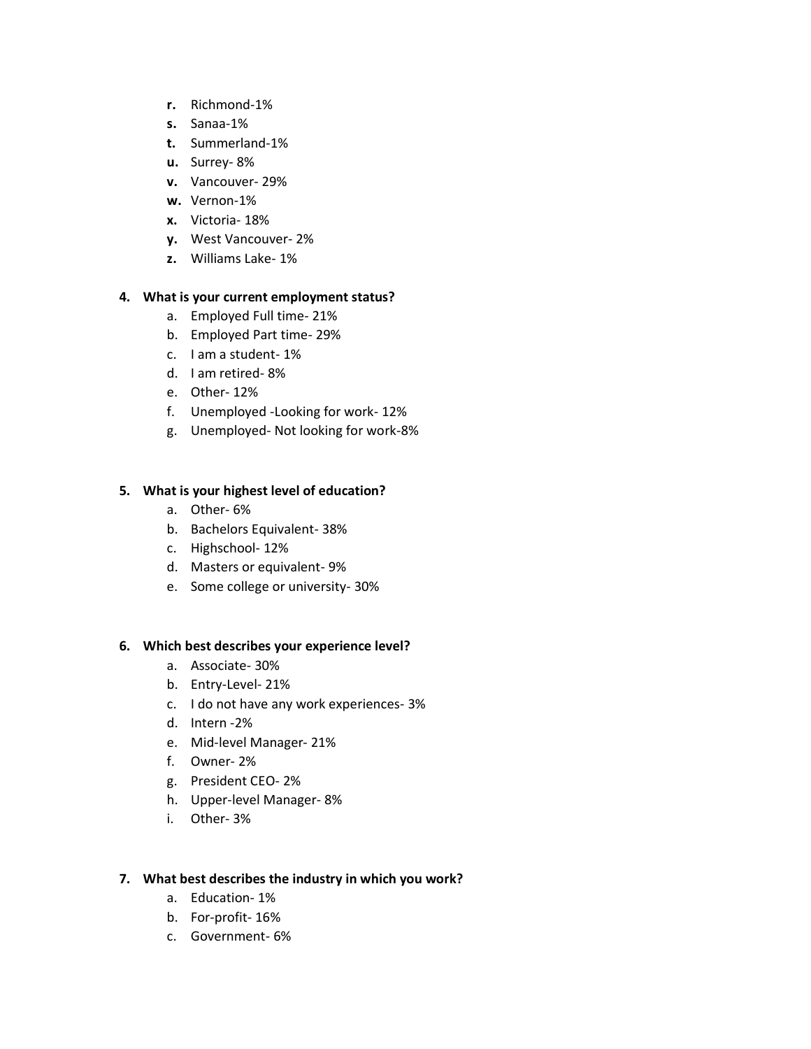- **r.** Richmond-1%
- **s.** Sanaa-1%
- **t.** Summerland-1%
- **u.** Surrey- 8%
- **v.** Vancouver- 29%
- **w.** Vernon-1%
- **x.** Victoria- 18%
- **y.** West Vancouver- 2%
- **z.** Williams Lake- 1%

**4. What is your current employment status?**

- a. Employed Full time- 21%
- b. Employed Part time- 29%
- c. I am a student- 1%
- d. I am retired- 8%
- e. Other- 12%
- f. Unemployed -Looking for work- 12%
- g. Unemployed- Not looking for work-8%

**5. What is your highest level of education?**

- a. Other- 6%
- b. Bachelors Equivalent- 38%
- c. Highschool- 12%
- d. Masters or equivalent- 9%
- e. Some college or university- 30%

**6. Which best describes your experience level?**

- a. Associate- 30%
- b. Entry-Level- 21%
- c. I do not have any work experiences- 3%
- d. Intern -2%
- e. Mid-level Manager- 21%
- f. Owner- 2%
- g. President CEO- 2%
- h. Upper-level Manager- 8%
- i. Other- 3%

**7. What best describes the industry in which you work?**

- a. Education- 1%
- b. For-profit- 16%
- c. Government- 6%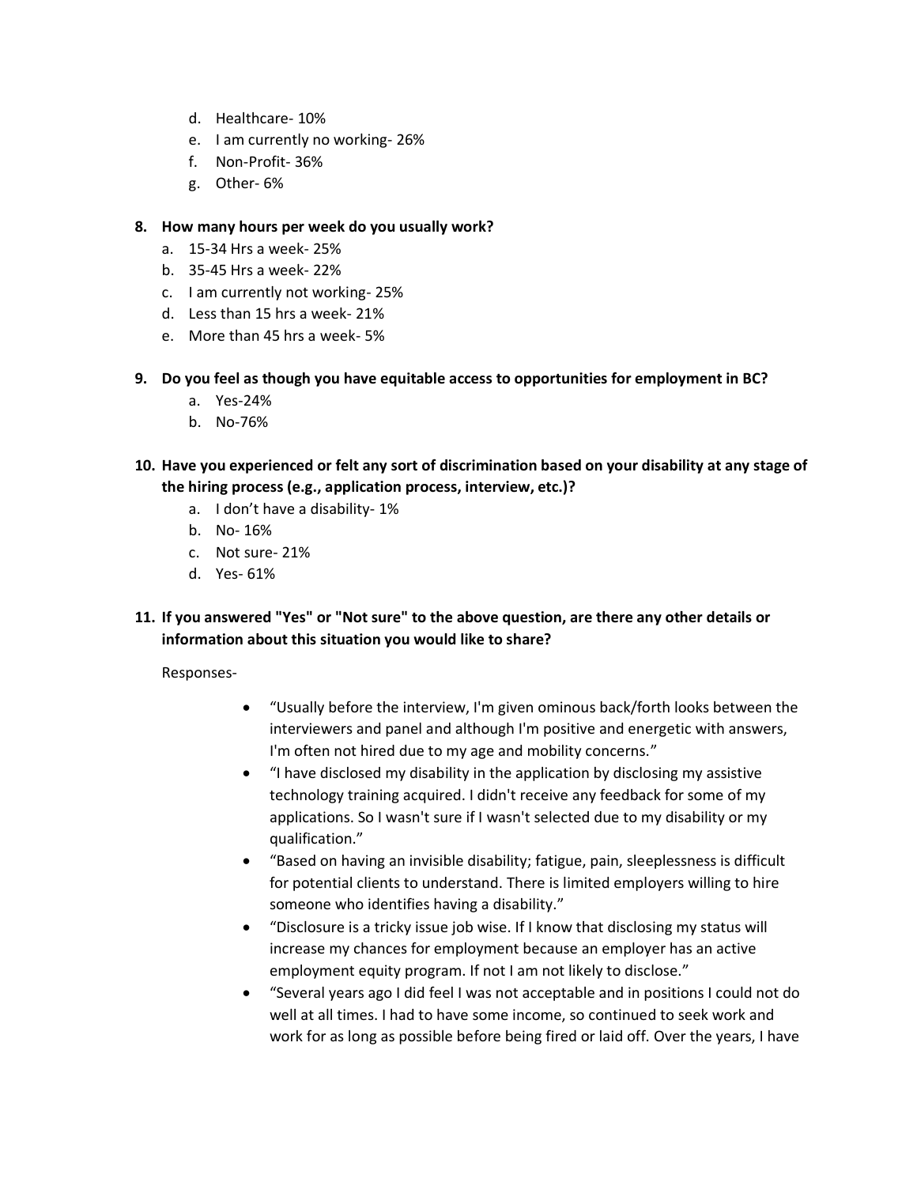d. Healthcare- 10%
e. I am currently no working- 26%
f. Non-Profit- 36%
g. Other- 6%

**8. How many hours per week do you usually work?**

a. 15-34 Hrs a week- 25%
b. 35-45 Hrs a week- 22%
c. I am currently not working- 25%
d. Less than 15 hrs a week- 21%
e. More than 45 hrs a week- 5%

**9. Do you feel as though you have equitable access to opportunities for employment in BC?**

a. Yes-24%
b. No-76%

**10. Have you experienced or felt any sort of discrimination based on your disability at any stage of the hiring process (e.g., application process, interview, etc.)?**

a. I don't have a disability- 1%
b. No- 16%
c. Not sure- 21%
d. Yes- 61%

**11. If you answered "Yes" or "Not sure" to the above question, are there any other details or information about this situation you would like to share?**

Responses-

- "Usually before the interview, I'm given ominous back/forth looks between the interviewers and panel and although I'm positive and energetic with answers, I'm often not hired due to my age and mobility concerns."
- "I have disclosed my disability in the application by disclosing my assistive technology training acquired. I didn't receive any feedback for some of my applications. So I wasn't sure if I wasn't selected due to my disability or my qualification."
- "Based on having an invisible disability; fatigue, pain, sleeplessness is difficult for potential clients to understand. There is limited employers willing to hire someone who identifies having a disability."
- "Disclosure is a tricky issue job wise. If I know that disclosing my status will increase my chances for employment because an employer has an active employment equity program. If not I am not likely to disclose."
- "Several years ago I did feel I was not acceptable and in positions I could not do well at all times. I had to have some income, so continued to seek work and work for as long as possible before being fired or laid off. Over the years, I have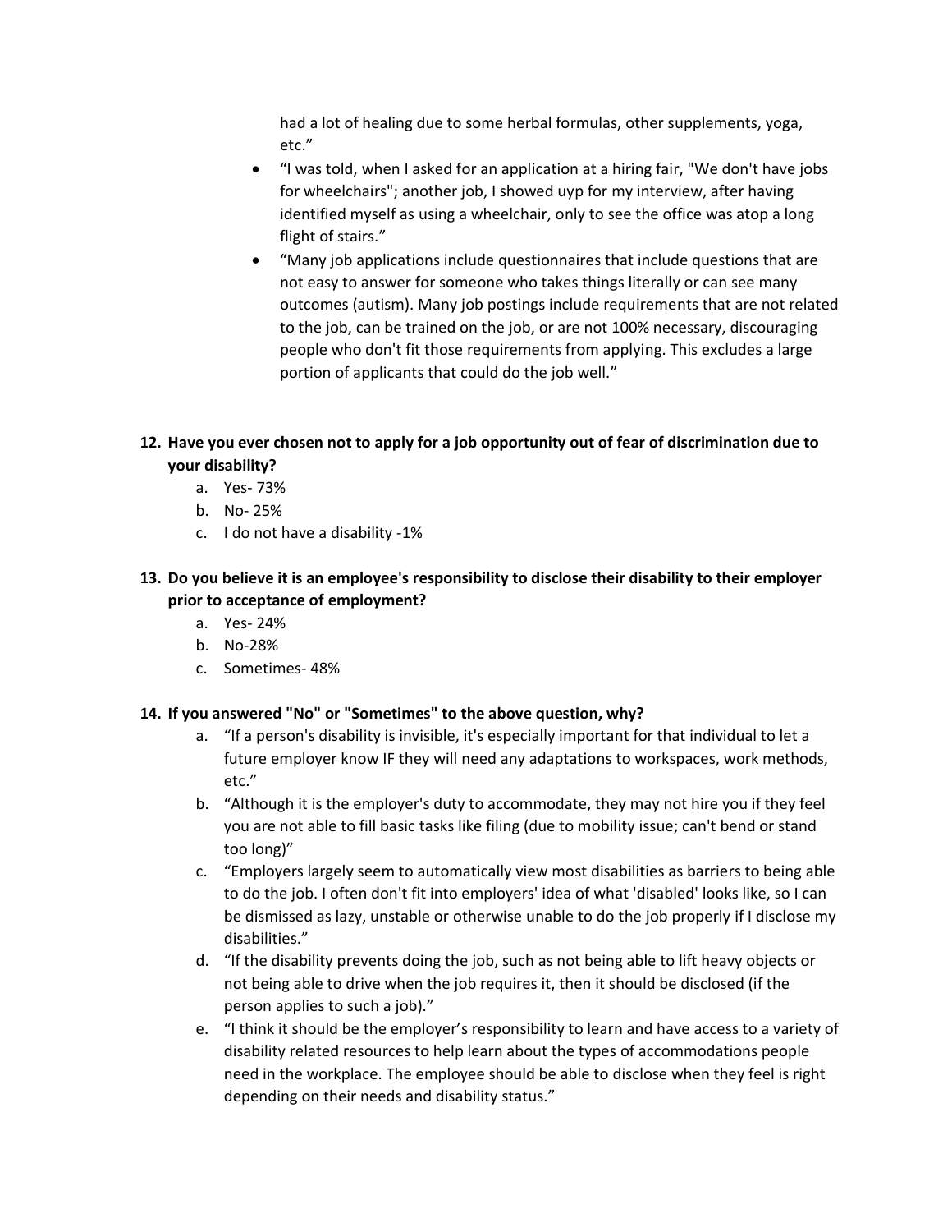had a lot of healing due to some herbal formulas, other supplements, yoga, etc."

- "I was told, when I asked for an application at a hiring fair, "We don't have jobs for wheelchairs"; another job, I showed uyp for my interview, after having identified myself as using a wheelchair, only to see the office was atop a long flight of stairs."
- "Many job applications include questionnaires that include questions that are not easy to answer for someone who takes things literally or can see many outcomes (autism). Many job postings include requirements that are not related to the job, can be trained on the job, or are not 100% necessary, discouraging people who don't fit those requirements from applying. This excludes a large portion of applicants that could do the job well."

**12. Have you ever chosen not to apply for a job opportunity out of fear of discrimination due to your disability?**

a. Yes- 73%
b. No- 25%
c. I do not have a disability -1%

**13. Do you believe it is an employee's responsibility to disclose their disability to their employer prior to acceptance of employment?**

a. Yes- 24%
b. No-28%
c. Sometimes- 48%

**14. If you answered "No" or "Sometimes" to the above question, why?**

a. "If a person's disability is invisible, it's especially important for that individual to let a future employer know IF they will need any adaptations to workspaces, work methods, etc."
b. "Although it is the employer's duty to accommodate, they may not hire you if they feel you are not able to fill basic tasks like filing (due to mobility issue; can't bend or stand too long)"
c. "Employers largely seem to automatically view most disabilities as barriers to being able to do the job. I often don't fit into employers' idea of what 'disabled' looks like, so I can be dismissed as lazy, unstable or otherwise unable to do the job properly if I disclose my disabilities."
d. "If the disability prevents doing the job, such as not being able to lift heavy objects or not being able to drive when the job requires it, then it should be disclosed (if the person applies to such a job)."
e. "I think it should be the employer's responsibility to learn and have access to a variety of disability related resources to help learn about the types of accommodations people need in the workplace. The employee should be able to disclose when they feel is right depending on their needs and disability status."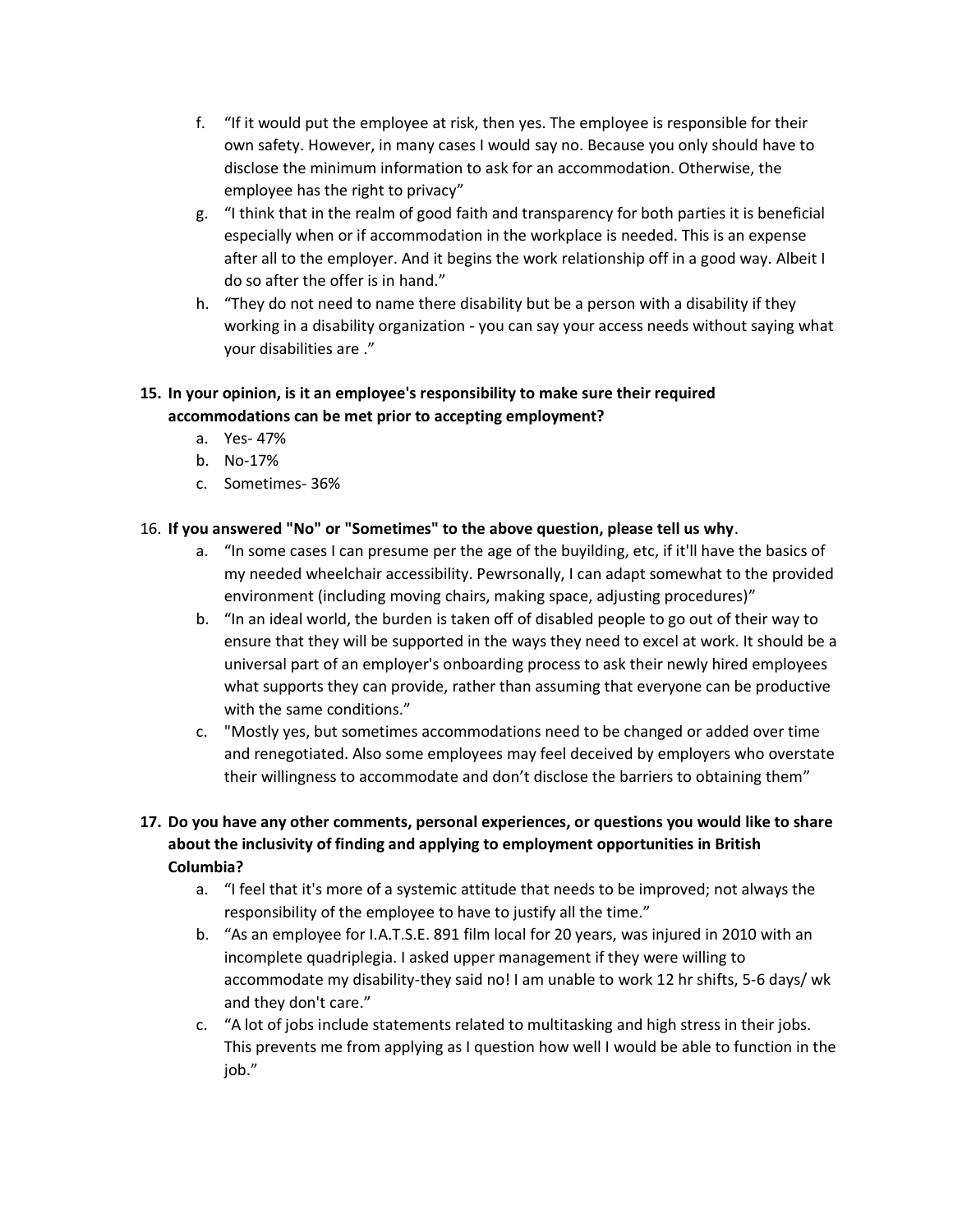f. "If it would put the employee at risk, then yes. The employee is responsible for their own safety. However, in many cases I would say no. Because you only should have to disclose the minimum information to ask for an accommodation. Otherwise, the employee has the right to privacy"
g. "I think that in the realm of good faith and transparency for both parties it is beneficial especially when or if accommodation in the workplace is needed. This is an expense after all to the employer. And it begins the work relationship off in a good way. Albeit I do so after the offer is in hand."
h. "They do not need to name there disability but be a person with a disability if they working in a disability organization - you can say your access needs without saying what your disabilities are ."

**15. In your opinion, is it an employee's responsibility to make sure their required accommodations can be met prior to accepting employment?**

a. Yes- 47%
b. No-17%
c. Sometimes- 36%

16. **If you answered "No" or "Sometimes" to the above question, please tell us why**.

a. "In some cases I can presume per the age of the buyilding, etc, if it'll have the basics of my needed wheelchair accessibility. Pewrsonally, I can adapt somewhat to the provided environment (including moving chairs, making space, adjusting procedures)"
b. "In an ideal world, the burden is taken off of disabled people to go out of their way to ensure that they will be supported in the ways they need to excel at work. It should be a universal part of an employer's onboarding process to ask their newly hired employees what supports they can provide, rather than assuming that everyone can be productive with the same conditions."
c. "Mostly yes, but sometimes accommodations need to be changed or added over time and renegotiated. Also some employees may feel deceived by employers who overstate their willingness to accommodate and don't disclose the barriers to obtaining them"

**17. Do you have any other comments, personal experiences, or questions you would like to share about the inclusivity of finding and applying to employment opportunities in British Columbia?**

a. "I feel that it's more of a systemic attitude that needs to be improved; not always the responsibility of the employee to have to justify all the time."
b. "As an employee for I.A.T.S.E. 891 film local for 20 years, was injured in 2010 with an incomplete quadriplegia. I asked upper management if they were willing to accommodate my disability-they said no! I am unable to work 12 hr shifts, 5-6 days/ wk and they don't care."
c. "A lot of jobs include statements related to multitasking and high stress in their jobs. This prevents me from applying as I question how well I would be able to function in the job."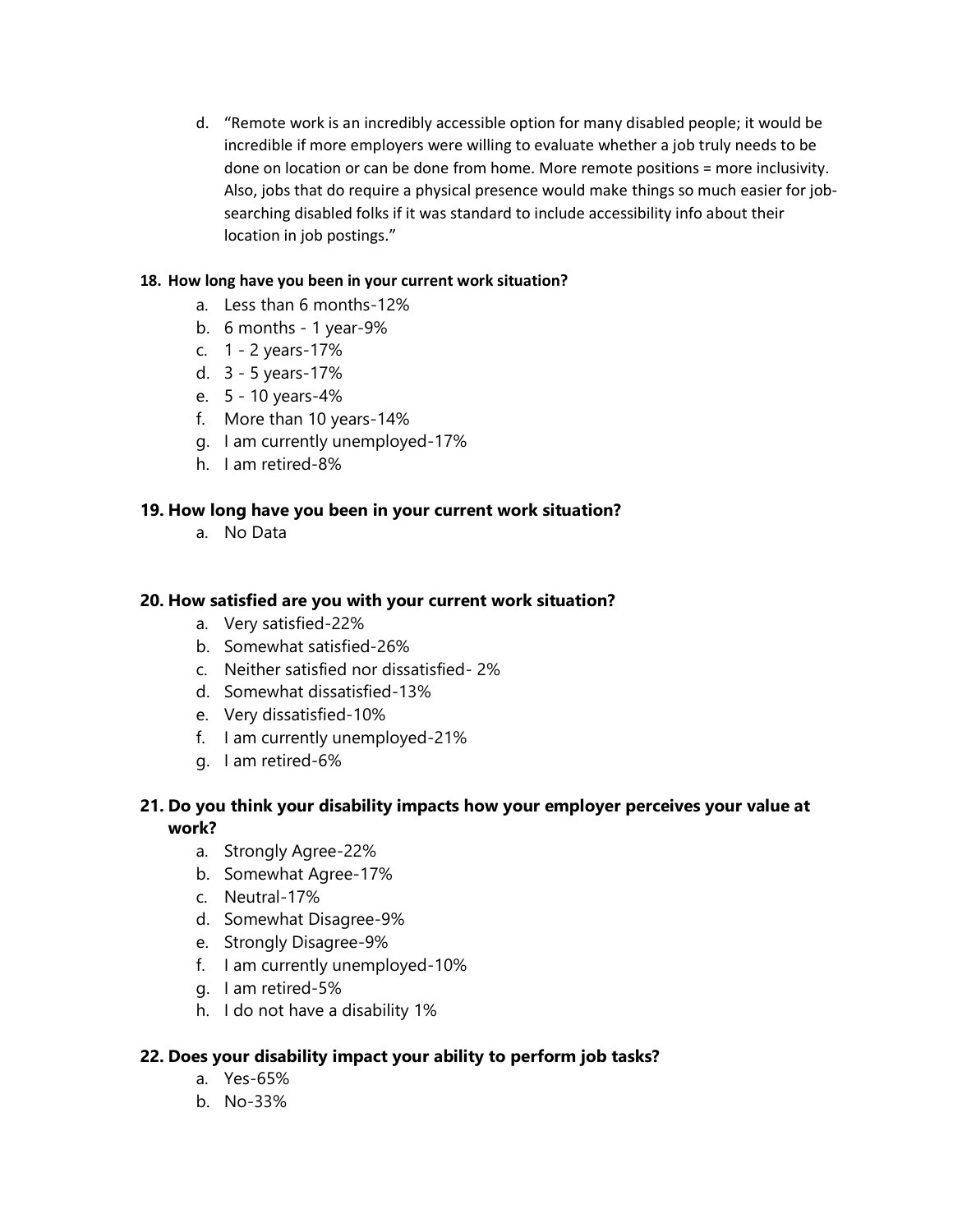d. "Remote work is an incredibly accessible option for many disabled people; it would be incredible if more employers were willing to evaluate whether a job truly needs to be done on location or can be done from home. More remote positions = more inclusivity. Also, jobs that do require a physical presence would make things so much easier for job-searching disabled folks if it was standard to include accessibility info about their location in job postings."

**18. How long have you been in your current work situation?**

a. Less than 6 months-12%
b. 6 months - 1 year-9%
c. 1 - 2 years-17%
d. 3 - 5 years-17%
e. 5 - 10 years-4%
f. More than 10 years-14%
g. I am currently unemployed-17%
h. I am retired-8%

**19. How long have you been in your current work situation?**

a. No Data

**20. How satisfied are you with your current work situation?**

a. Very satisfied-22%
b. Somewhat satisfied-26%
c. Neither satisfied nor dissatisfied- 2%
d. Somewhat dissatisfied-13%
e. Very dissatisfied-10%
f. I am currently unemployed-21%
g. I am retired-6%

**21. Do you think your disability impacts how your employer perceives your value at work?**

a. Strongly Agree-22%
b. Somewhat Agree-17%
c. Neutral-17%
d. Somewhat Disagree-9%
e. Strongly Disagree-9%
f. I am currently unemployed-10%
g. I am retired-5%
h. I do not have a disability 1%

**22. Does your disability impact your ability to perform job tasks?**

a. Yes-65%
b. No-33%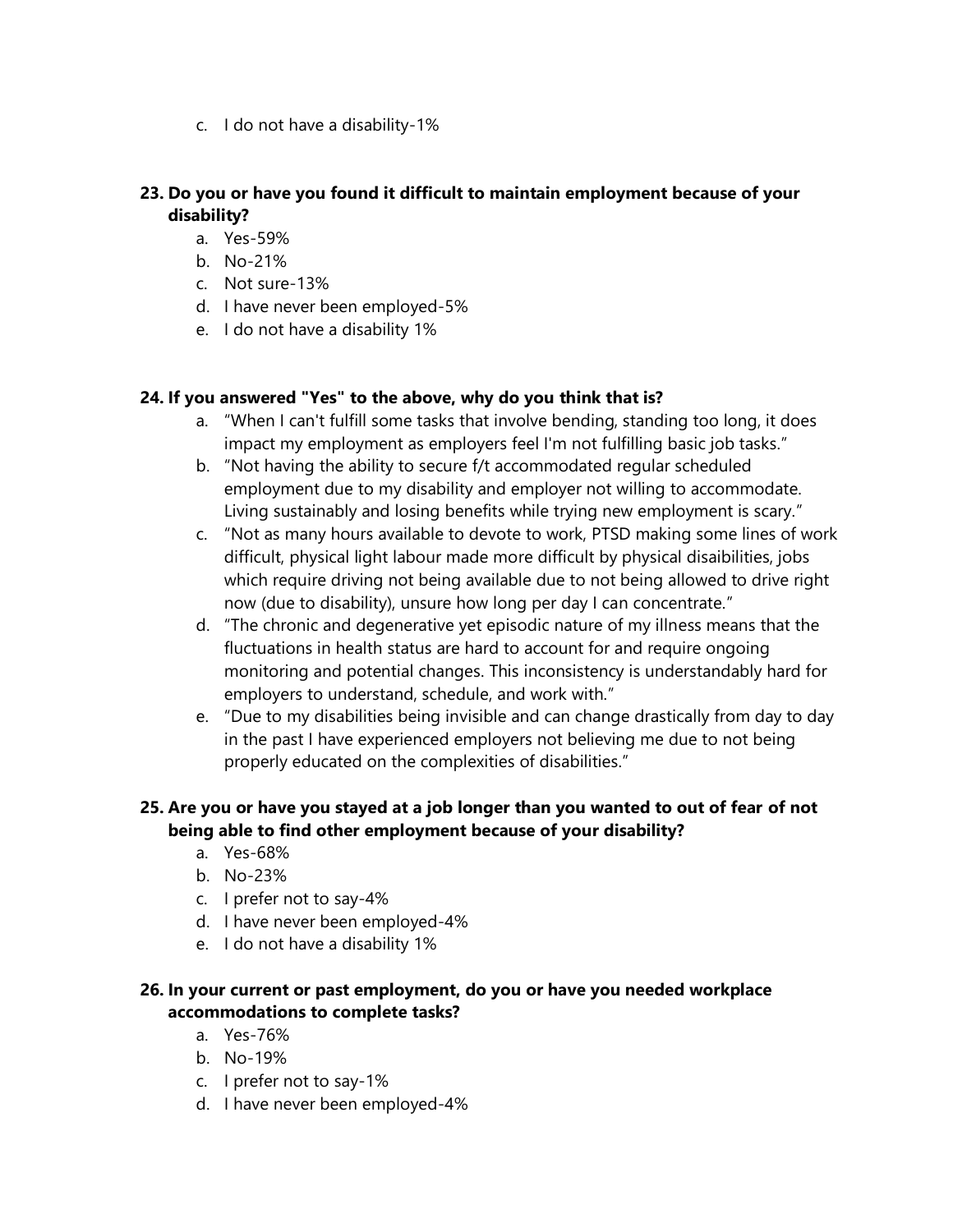c. I do not have a disability-1%

**23. Do you or have you found it difficult to maintain employment because of your disability?**

a. Yes-59%
b. No-21%
c. Not sure-13%
d. I have never been employed-5%
e. I do not have a disability 1%

**24. If you answered "Yes" to the above, why do you think that is?**

a. "When I can't fulfill some tasks that involve bending, standing too long, it does impact my employment as employers feel I'm not fulfilling basic job tasks."
b. "Not having the ability to secure f/t accommodated regular scheduled employment due to my disability and employer not willing to accommodate. Living sustainably and losing benefits while trying new employment is scary."
c. "Not as many hours available to devote to work, PTSD making some lines of work difficult, physical light labour made more difficult by physical disaibilities, jobs which require driving not being available due to not being allowed to drive right now (due to disability), unsure how long per day I can concentrate."
d. "The chronic and degenerative yet episodic nature of my illness means that the fluctuations in health status are hard to account for and require ongoing monitoring and potential changes. This inconsistency is understandably hard for employers to understand, schedule, and work with."
e. "Due to my disabilities being invisible and can change drastically from day to day in the past I have experienced employers not believing me due to not being properly educated on the complexities of disabilities."

**25. Are you or have you stayed at a job longer than you wanted to out of fear of not being able to find other employment because of your disability?**

a. Yes-68%
b. No-23%
c. I prefer not to say-4%
d. I have never been employed-4%
e. I do not have a disability 1%

**26. In your current or past employment, do you or have you needed workplace accommodations to complete tasks?**

a. Yes-76%
b. No-19%
c. I prefer not to say-1%
d. I have never been employed-4%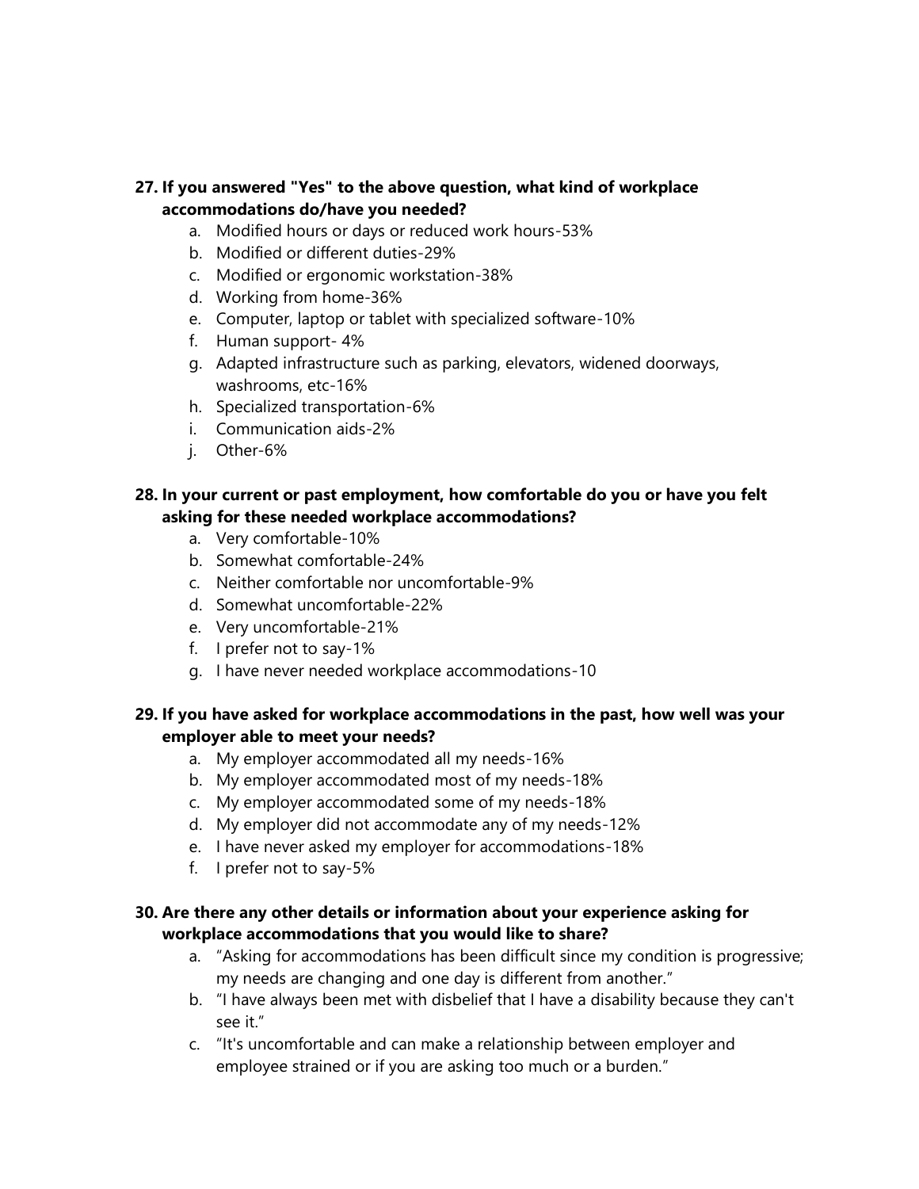**27. If you answered "Yes" to the above question, what kind of workplace accommodations do/have you needed?**

a. Modified hours or days or reduced work hours-53%
b. Modified or different duties-29%
c. Modified or ergonomic workstation-38%
d. Working from home-36%
e. Computer, laptop or tablet with specialized software-10%
f. Human support- 4%
g. Adapted infrastructure such as parking, elevators, widened doorways, washrooms, etc-16%
h. Specialized transportation-6%
i. Communication aids-2%
j. Other-6%

**28. In your current or past employment, how comfortable do you or have you felt asking for these needed workplace accommodations?**

a. Very comfortable-10%
b. Somewhat comfortable-24%
c. Neither comfortable nor uncomfortable-9%
d. Somewhat uncomfortable-22%
e. Very uncomfortable-21%
f. I prefer not to say-1%
g. I have never needed workplace accommodations-10

**29. If you have asked for workplace accommodations in the past, how well was your employer able to meet your needs?**

a. My employer accommodated all my needs-16%
b. My employer accommodated most of my needs-18%
c. My employer accommodated some of my needs-18%
d. My employer did not accommodate any of my needs-12%
e. I have never asked my employer for accommodations-18%
f. I prefer not to say-5%

**30. Are there any other details or information about your experience asking for workplace accommodations that you would like to share?**

a. "Asking for accommodations has been difficult since my condition is progressive; my needs are changing and one day is different from another."
b. "I have always been met with disbelief that I have a disability because they can't see it."
c. "It's uncomfortable and can make a relationship between employer and employee strained or if you are asking too much or a burden."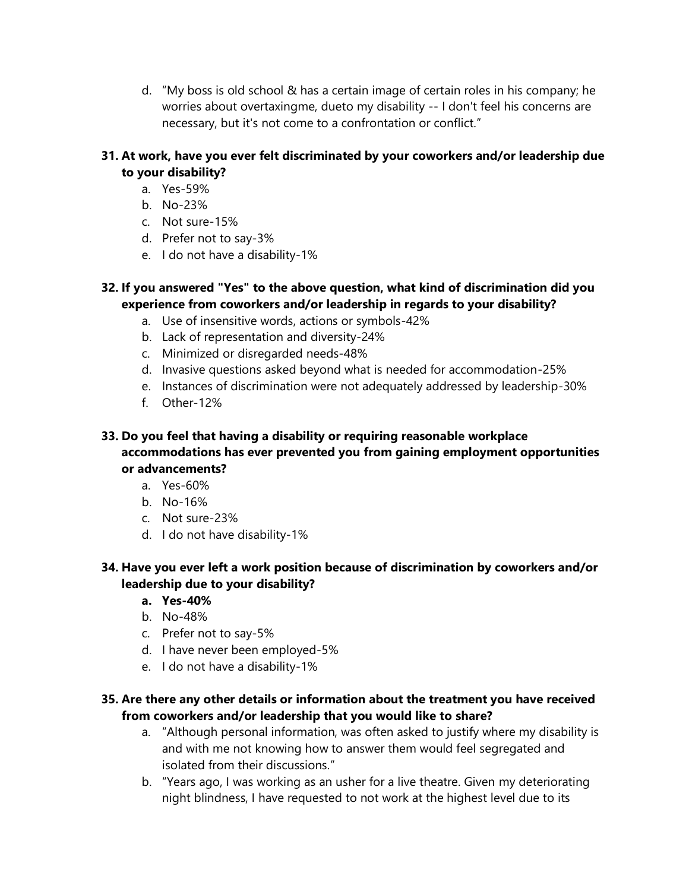d. "My boss is old school & has a certain image of certain roles in his company; he worries about overtaxingme, dueto my disability -- I don't feel his concerns are necessary, but it's not come to a confrontation or conflict."

**31. At work, have you ever felt discriminated by your coworkers and/or leadership due to your disability?**

a. Yes-59%
b. No-23%
c. Not sure-15%
d. Prefer not to say-3%
e. I do not have a disability-1%

**32. If you answered "Yes" to the above question, what kind of discrimination did you experience from coworkers and/or leadership in regards to your disability?**

a. Use of insensitive words, actions or symbols-42%
b. Lack of representation and diversity-24%
c. Minimized or disregarded needs-48%
d. Invasive questions asked beyond what is needed for accommodation-25%
e. Instances of discrimination were not adequately addressed by leadership-30%
f. Other-12%

**33. Do you feel that having a disability or requiring reasonable workplace accommodations has ever prevented you from gaining employment opportunities or advancements?**

a. Yes-60%
b. No-16%
c. Not sure-23%
d. I do not have disability-1%

**34. Have you ever left a work position because of discrimination by coworkers and/or leadership due to your disability?**

**a. Yes-40%**
b. No-48%
c. Prefer not to say-5%
d. I have never been employed-5%
e. I do not have a disability-1%

**35. Are there any other details or information about the treatment you have received from coworkers and/or leadership that you would like to share?**

a. "Although personal information, was often asked to justify where my disability is and with me not knowing how to answer them would feel segregated and isolated from their discussions."
b. "Years ago, I was working as an usher for a live theatre. Given my deteriorating night blindness, I have requested to not work at the highest level due to its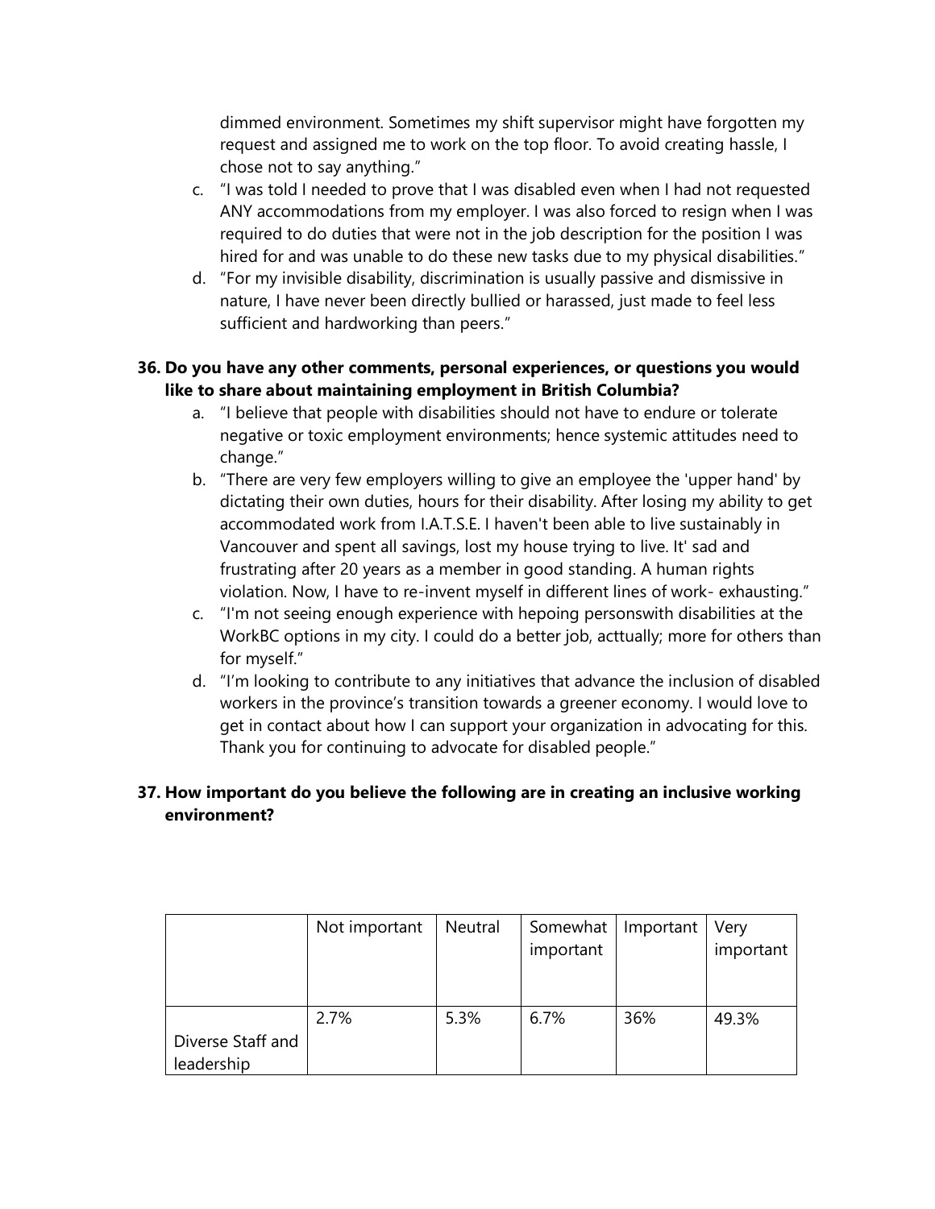dimmed environment. Sometimes my shift supervisor might have forgotten my request and assigned me to work on the top floor. To avoid creating hassle, I chose not to say anything."

c. "I was told I needed to prove that I was disabled even when I had not requested ANY accommodations from my employer. I was also forced to resign when I was required to do duties that were not in the job description for the position I was hired for and was unable to do these new tasks due to my physical disabilities."
d. "For my invisible disability, discrimination is usually passive and dismissive in nature, I have never been directly bullied or harassed, just made to feel less sufficient and hardworking than peers."

**36. Do you have any other comments, personal experiences, or questions you would like to share about maintaining employment in British Columbia?**

a. "I believe that people with disabilities should not have to endure or tolerate negative or toxic employment environments; hence systemic attitudes need to change."
b. "There are very few employers willing to give an employee the 'upper hand' by dictating their own duties, hours for their disability. After losing my ability to get accommodated work from I.A.T.S.E. I haven't been able to live sustainably in Vancouver and spent all savings, lost my house trying to live. It' sad and frustrating after 20 years as a member in good standing. A human rights violation. Now, I have to re-invent myself in different lines of work- exhausting."
c. "I'm not seeing enough experience with hepoing personswith disabilities at the WorkBC options in my city. I could do a better job, acttually; more for others than for myself."
d. "I'm looking to contribute to any initiatives that advance the inclusion of disabled workers in the province's transition towards a greener economy. I would love to get in contact about how I can support your organization in advocating for this. Thank you for continuing to advocate for disabled people."

**37. How important do you believe the following are in creating an inclusive working environment?**

| | Not important | Neutral | Somewhat important | Important | Very important |
|---|---|---|---|---|---|
| Diverse Staff and leadership | 2.7% | 5.3% | 6.7% | 36% | 49.3% |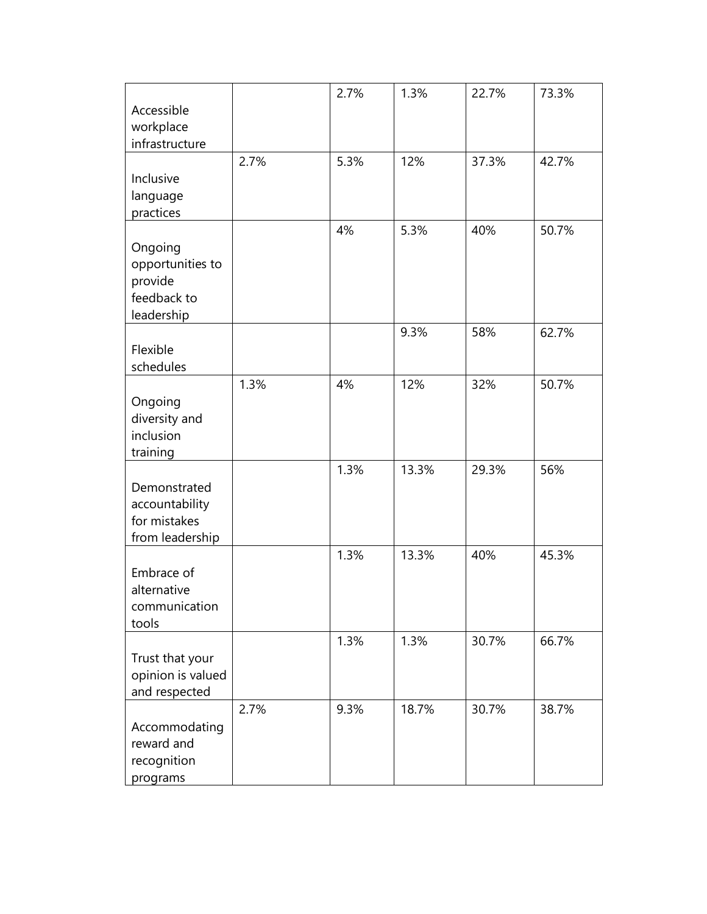| | | | | | |
|---|---|---|---|---|---|
| Accessible workplace infrastructure | | 2.7% | 1.3% | 22.7% | 73.3% |
| Inclusive language practices | 2.7% | 5.3% | 12% | 37.3% | 42.7% |
| Ongoing opportunities to provide feedback to leadership | | 4% | 5.3% | 40% | 50.7% |
| Flexible schedules | | | 9.3% | 58% | 62.7% |
| Ongoing diversity and inclusion training | 1.3% | 4% | 12% | 32% | 50.7% |
| Demonstrated accountability for mistakes from leadership | | 1.3% | 13.3% | 29.3% | 56% |
| Embrace of alternative communication tools | | 1.3% | 13.3% | 40% | 45.3% |
| Trust that your opinion is valued and respected | | 1.3% | 1.3% | 30.7% | 66.7% |
| Accommodating reward and recognition programs | 2.7% | 9.3% | 18.7% | 30.7% | 38.7% |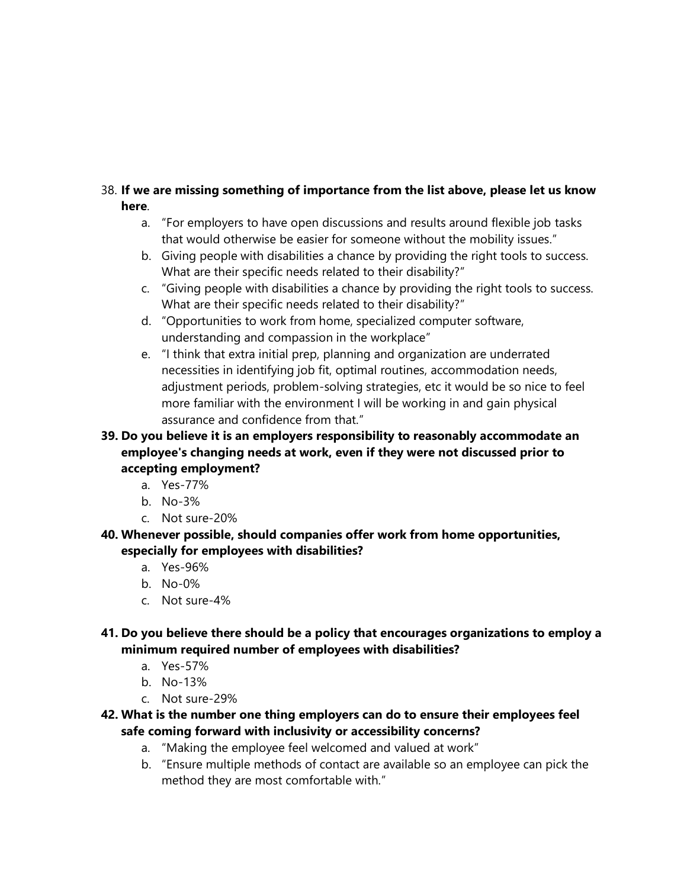38. **If we are missing something of importance from the list above, please let us know here**.
    a. "For employers to have open discussions and results around flexible job tasks that would otherwise be easier for someone without the mobility issues."
    b. Giving people with disabilities a chance by providing the right tools to success. What are their specific needs related to their disability?"
    c. "Giving people with disabilities a chance by providing the right tools to success. What are their specific needs related to their disability?"
    d. "Opportunities to work from home, specialized computer software, understanding and compassion in the workplace"
    e. "I think that extra initial prep, planning and organization are underrated necessities in identifying job fit, optimal routines, accommodation needs, adjustment periods, problem-solving strategies, etc it would be so nice to feel more familiar with the environment I will be working in and gain physical assurance and confidence from that."

39. **Do you believe it is an employers responsibility to reasonably accommodate an employee's changing needs at work, even if they were not discussed prior to accepting employment?**
    a. Yes-77%
    b. No-3%
    c. Not sure-20%

40. **Whenever possible, should companies offer work from home opportunities, especially for employees with disabilities?**
    a. Yes-96%
    b. No-0%
    c. Not sure-4%

41. **Do you believe there should be a policy that encourages organizations to employ a minimum required number of employees with disabilities?**
    a. Yes-57%
    b. No-13%
    c. Not sure-29%

42. **What is the number one thing employers can do to ensure their employees feel safe coming forward with inclusivity or accessibility concerns?**
    a. "Making the employee feel welcomed and valued at work"
    b. "Ensure multiple methods of contact are available so an employee can pick the method they are most comfortable with."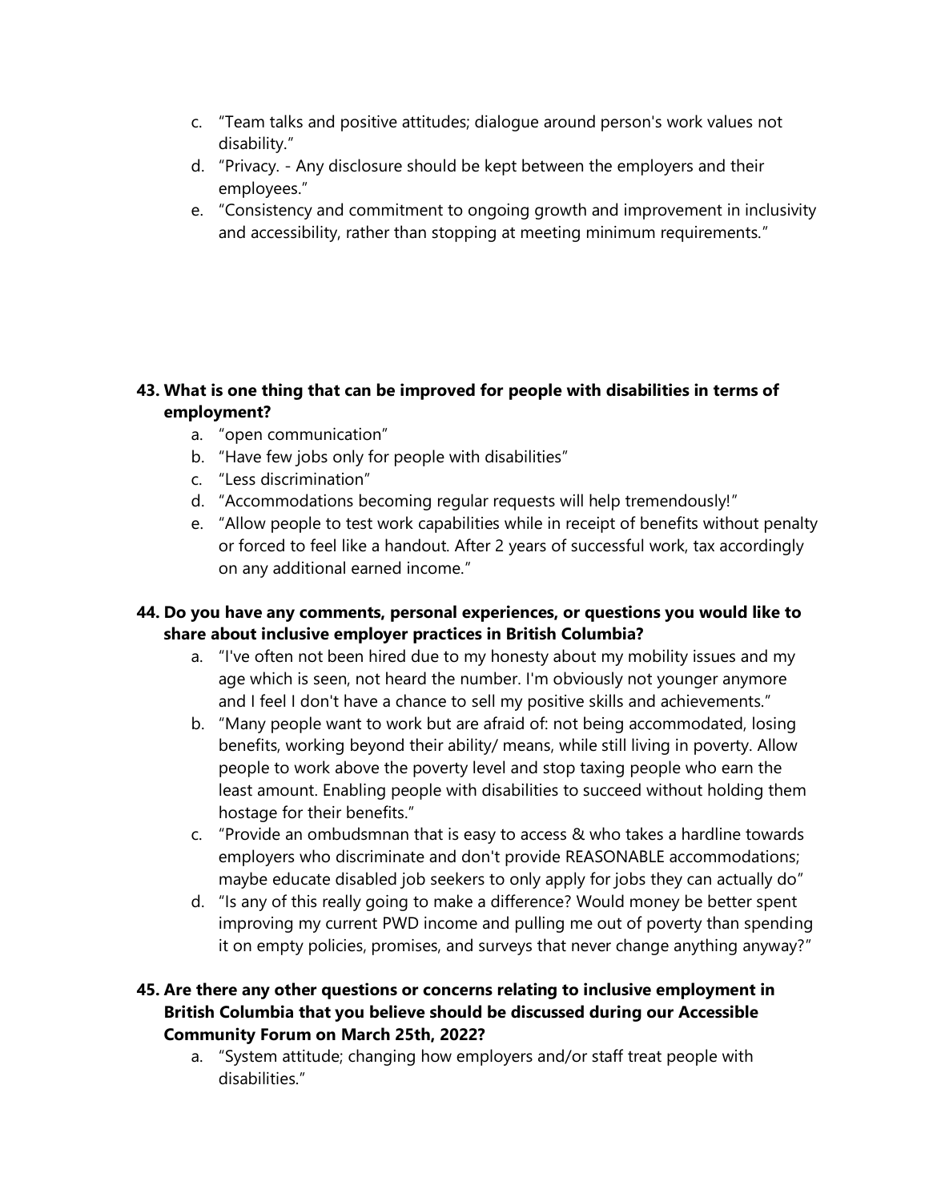c. "Team talks and positive attitudes; dialogue around person's work values not disability."
d. "Privacy. - Any disclosure should be kept between the employers and their employees."
e. "Consistency and commitment to ongoing growth and improvement in inclusivity and accessibility, rather than stopping at meeting minimum requirements."

**43. What is one thing that can be improved for people with disabilities in terms of employment?**

a. "open communication"
b. "Have few jobs only for people with disabilities"
c. "Less discrimination"
d. "Accommodations becoming regular requests will help tremendously!"
e. "Allow people to test work capabilities while in receipt of benefits without penalty or forced to feel like a handout. After 2 years of successful work, tax accordingly on any additional earned income."

**44. Do you have any comments, personal experiences, or questions you would like to share about inclusive employer practices in British Columbia?**

a. "I've often not been hired due to my honesty about my mobility issues and my age which is seen, not heard the number. I'm obviously not younger anymore and I feel I don't have a chance to sell my positive skills and achievements."
b. "Many people want to work but are afraid of: not being accommodated, losing benefits, working beyond their ability/ means, while still living in poverty. Allow people to work above the poverty level and stop taxing people who earn the least amount. Enabling people with disabilities to succeed without holding them hostage for their benefits."
c. "Provide an ombudsmnan that is easy to access & who takes a hardline towards employers who discriminate and don't provide REASONABLE accommodations; maybe educate disabled job seekers to only apply for jobs they can actually do"
d. "Is any of this really going to make a difference? Would money be better spent improving my current PWD income and pulling me out of poverty than spending it on empty policies, promises, and surveys that never change anything anyway?"

**45. Are there any other questions or concerns relating to inclusive employment in British Columbia that you believe should be discussed during our Accessible Community Forum on March 25th, 2022?**

a. "System attitude; changing how employers and/or staff treat people with disabilities."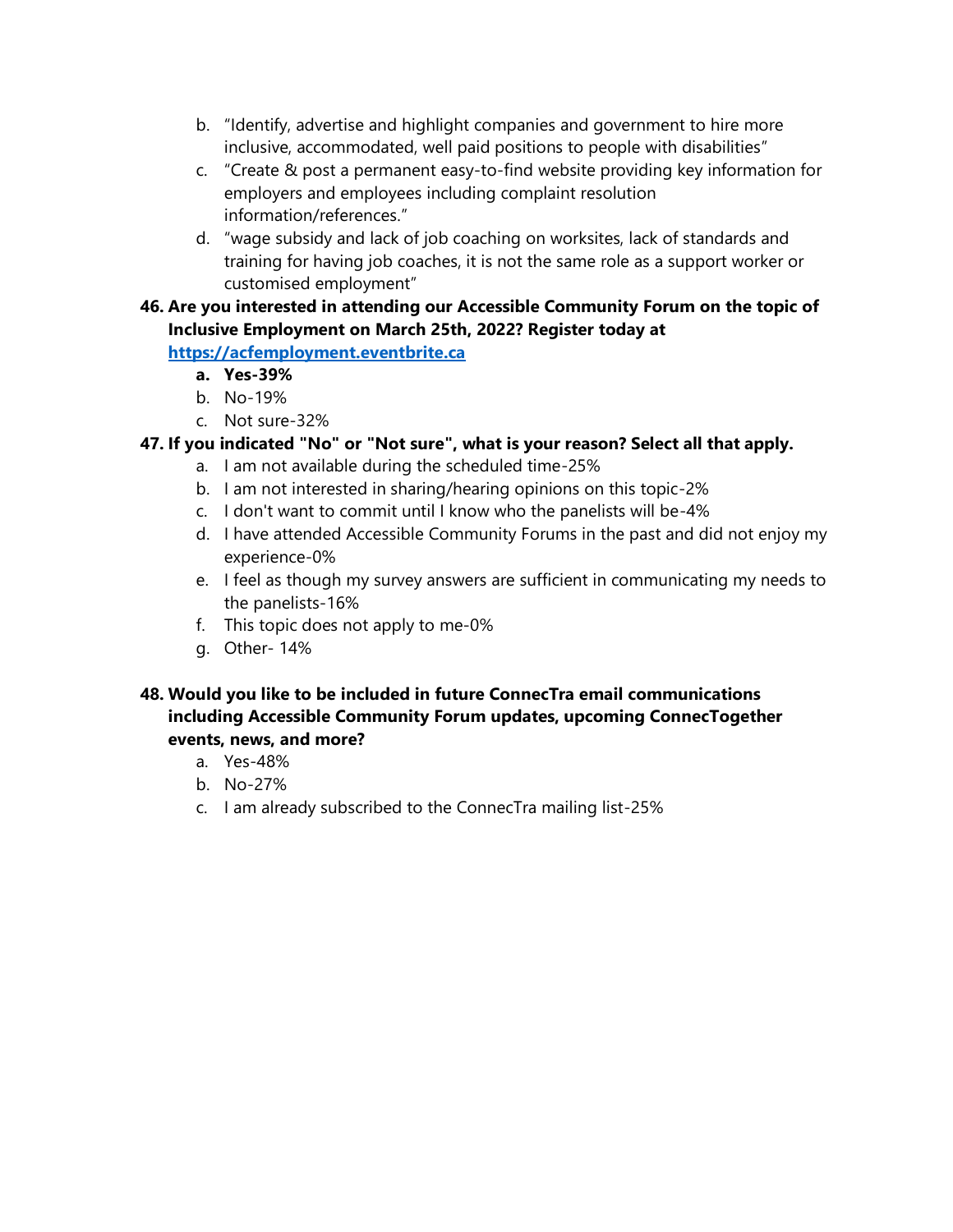b. "Identify, advertise and highlight companies and government to hire more inclusive, accommodated, well paid positions to people with disabilities"
c. "Create & post a permanent easy-to-find website providing key information for employers and employees including complaint resolution information/references."
d. "wage subsidy and lack of job coaching on worksites, lack of standards and training for having job coaches, it is not the same role as a support worker or customised employment"

**46. Are you interested in attending our Accessible Community Forum on the topic of Inclusive Employment on March 25th, 2022? Register today at [https://acfemployment.eventbrite.ca](https://acfemployment.eventbrite.ca)**

a. **Yes-39%**
b. No-19%
c. Not sure-32%

**47. If you indicated "No" or "Not sure", what is your reason? Select all that apply.**

a. I am not available during the scheduled time-25%
b. I am not interested in sharing/hearing opinions on this topic-2%
c. I don't want to commit until I know who the panelists will be-4%
d. I have attended Accessible Community Forums in the past and did not enjoy my experience-0%
e. I feel as though my survey answers are sufficient in communicating my needs to the panelists-16%
f. This topic does not apply to me-0%
g. Other- 14%

**48. Would you like to be included in future ConnecTra email communications including Accessible Community Forum updates, upcoming ConnecTogether events, news, and more?**

a. Yes-48%
b. No-27%
c. I am already subscribed to the ConnecTra mailing list-25%